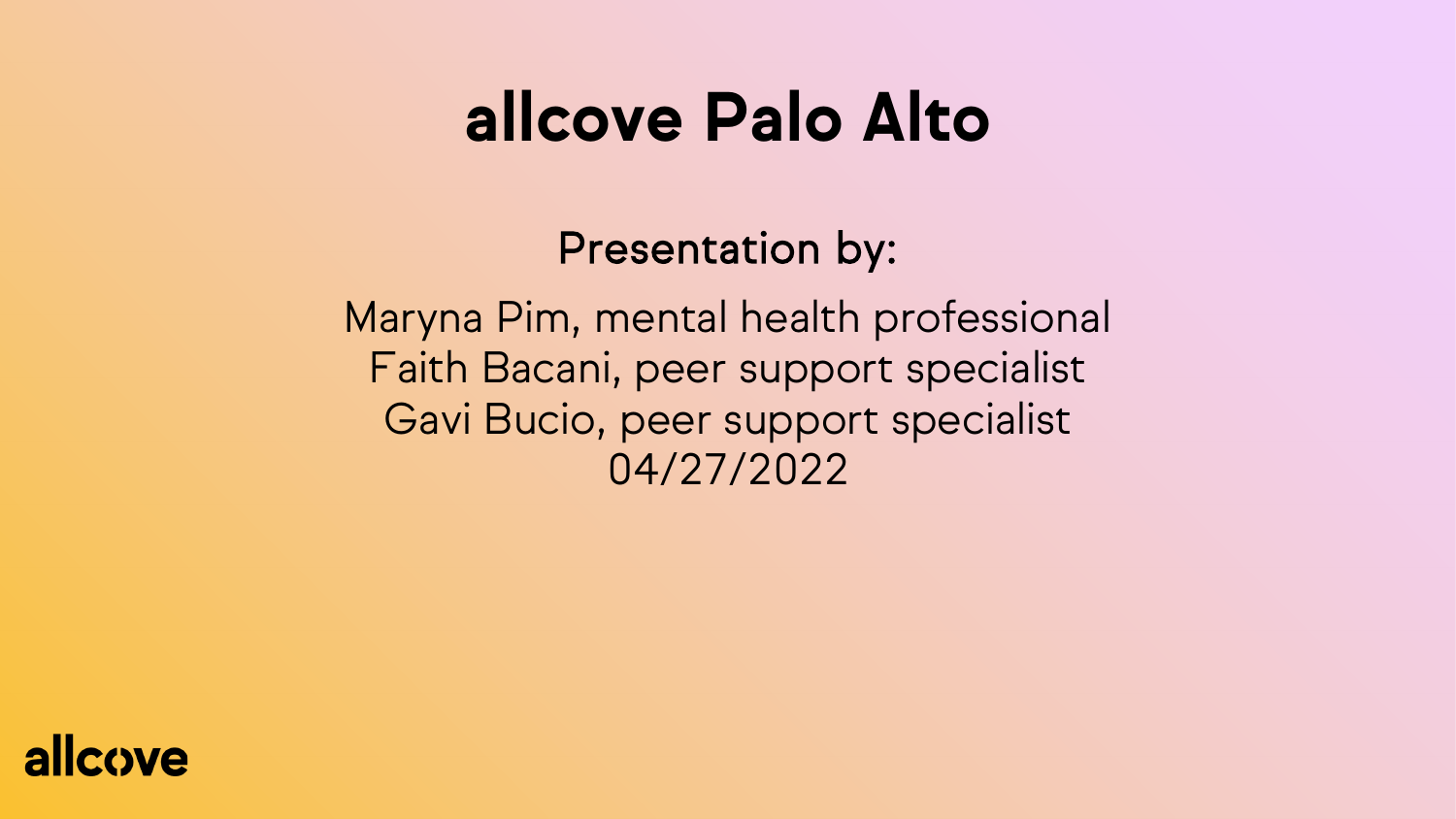# allcove Palo Alto

Presentation by:

Maryna Pim, mental health professional
Faith Bacani, peer support specialist
Gavi Bucio, peer support specialist
04/27/2022

allcove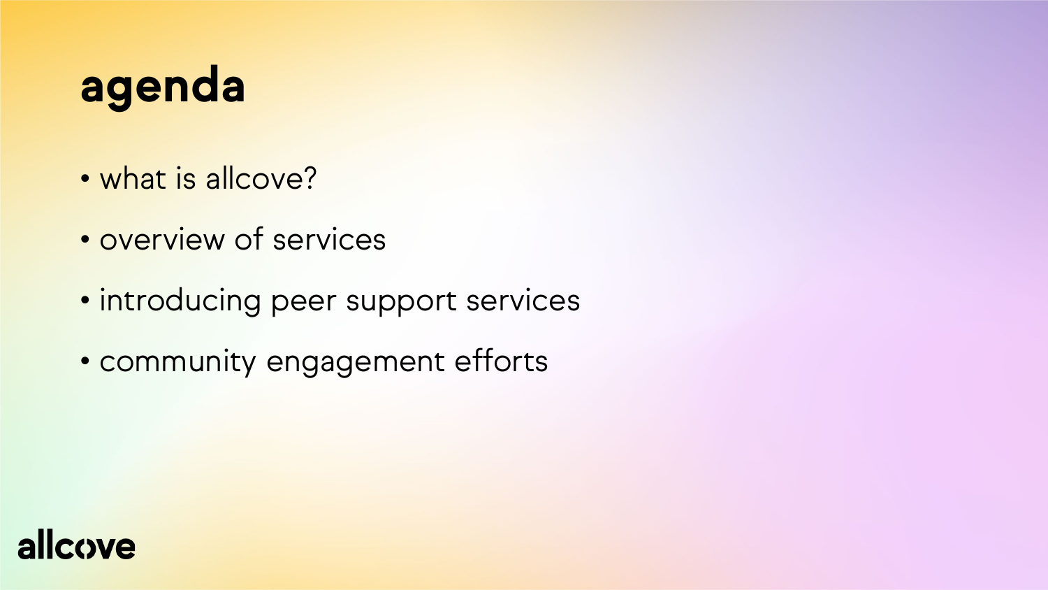# agenda

- what is allcove?
- overview of services
- introducing peer support services
- community engagement efforts

allcove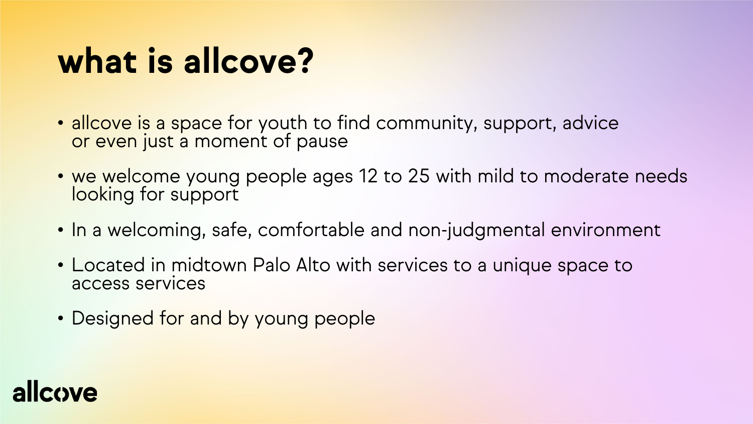# what is allcove?

- allcove is a space for youth to find community, support, advice or even just a moment of pause
- we welcome young people ages 12 to 25 with mild to moderate needs looking for support
- In a welcoming, safe, comfortable and non-judgmental environment
- Located in midtown Palo Alto with services to a unique space to access services
- Designed for and by young people

allcove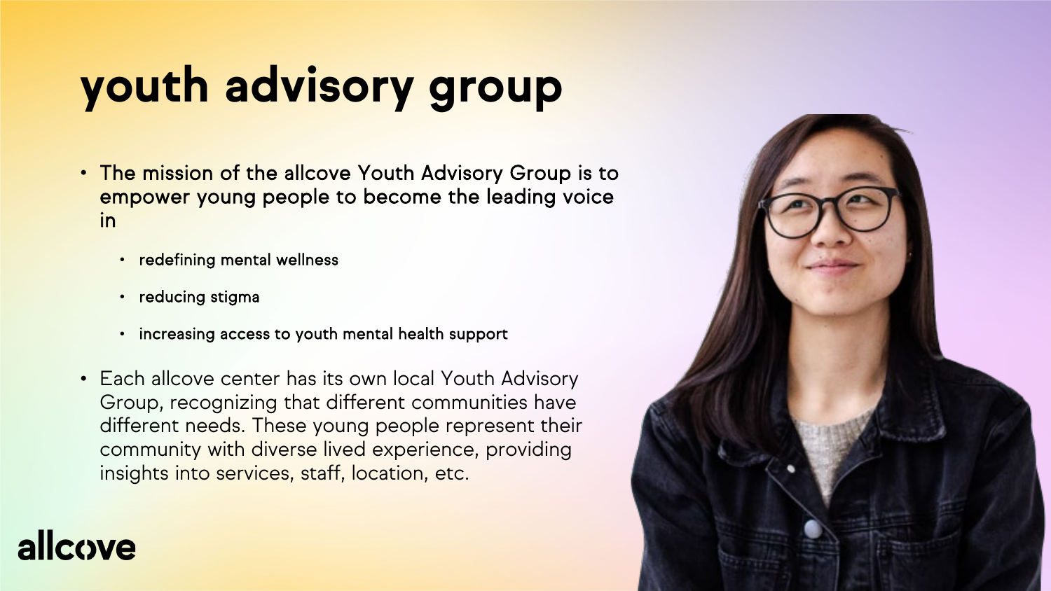# youth advisory group

- The mission of the allcove Youth Advisory Group is to empower young people to become the leading voice in
  - redefining mental wellness
  - reducing stigma
  - increasing access to youth mental health support
- Each allcove center has its own local Youth Advisory Group, recognizing that different communities have different needs. These young people represent their community with diverse lived experience, providing insights into services, staff, location, etc.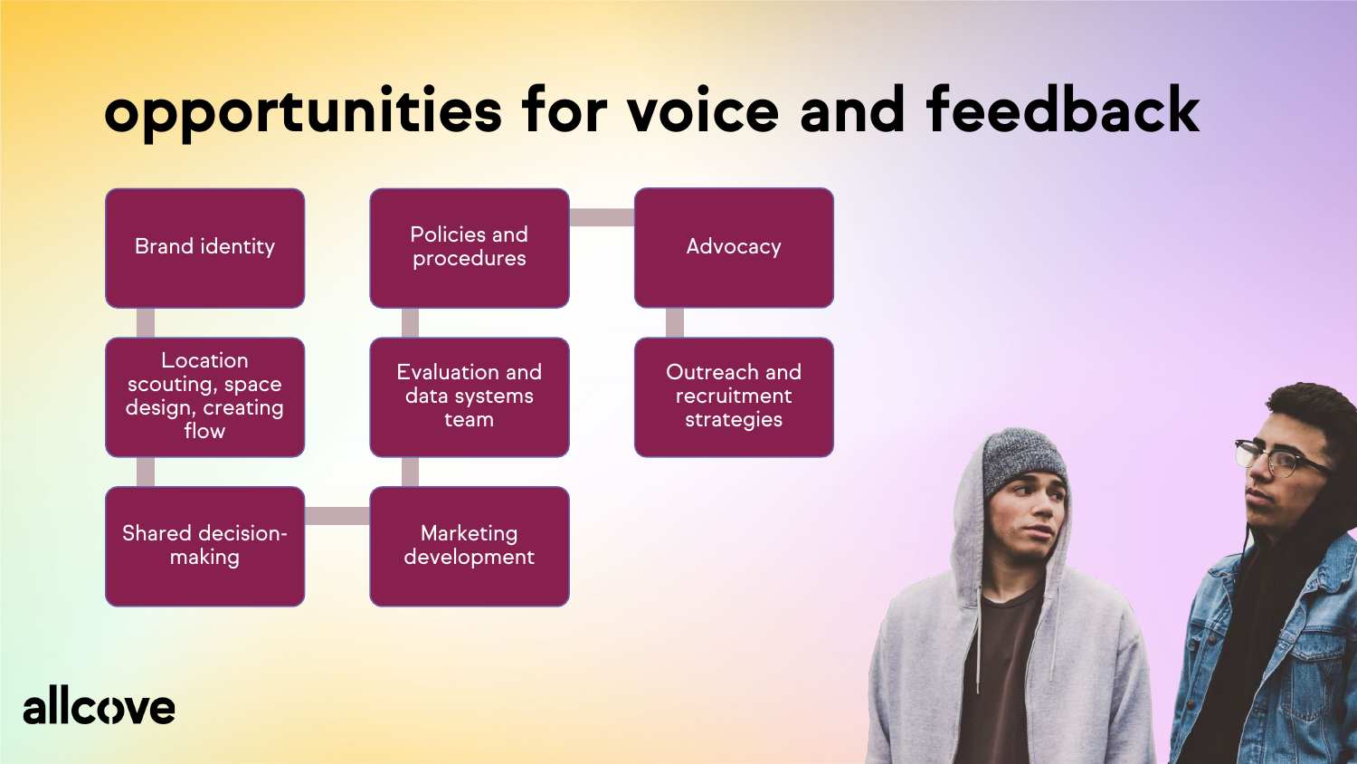# opportunities for voice and feedback

- Brand identity
- Location scouting, space design, creating flow
- Shared decision-making
- Marketing development
- Evaluation and data systems team
- Policies and procedures
- Advocacy
- Outreach and recruitment strategies

allcove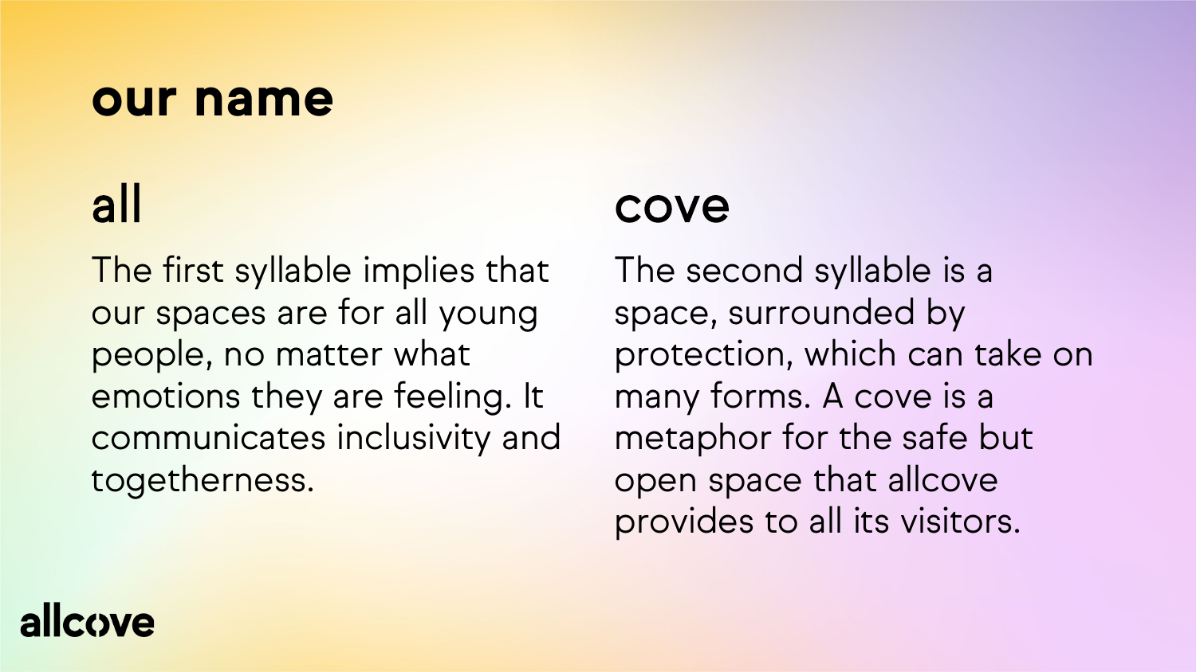# our name

## all

The first syllable implies that our spaces are for all young people, no matter what emotions they are feeling. It communicates inclusivity and togetherness.

## cove

The second syllable is a space, surrounded by protection, which can take on many forms. A cove is a metaphor for the safe but open space that allcove provides to all its visitors.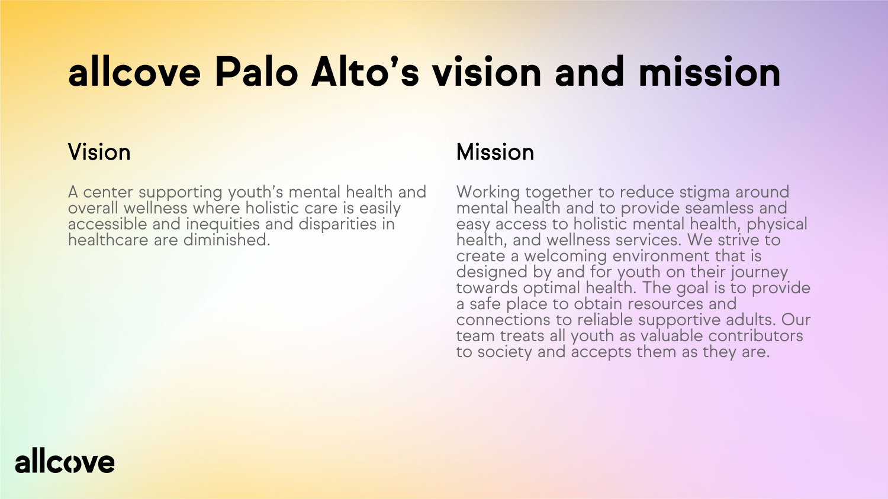# allcove Palo Alto’s vision and mission

## Vision

A center supporting youth’s mental health and overall wellness where holistic care is easily accessible and inequities and disparities in healthcare are diminished.

## Mission

Working together to reduce stigma around mental health and to provide seamless and easy access to holistic mental health, physical health, and wellness services. We strive to create a welcoming environment that is designed by and for youth on their journey towards optimal health. The goal is to provide a safe place to obtain resources and connections to reliable supportive adults. Our team treats all youth as valuable contributors to society and accepts them as they are.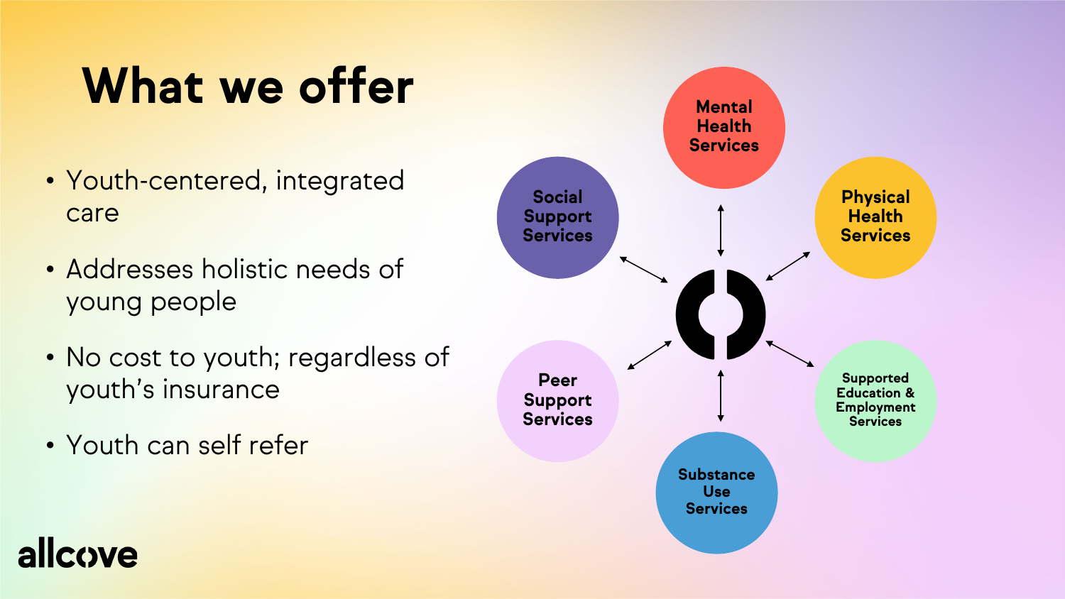# What we offer

- Youth-centered, integrated care
- Addresses holistic needs of young people
- No cost to youth; regardless of youth's insurance
- Youth can self refer

Mental Health Services

Physical Health Services

Supported Education & Employment Services

Substance Use Services

Peer Support Services

Social Support Services

allcove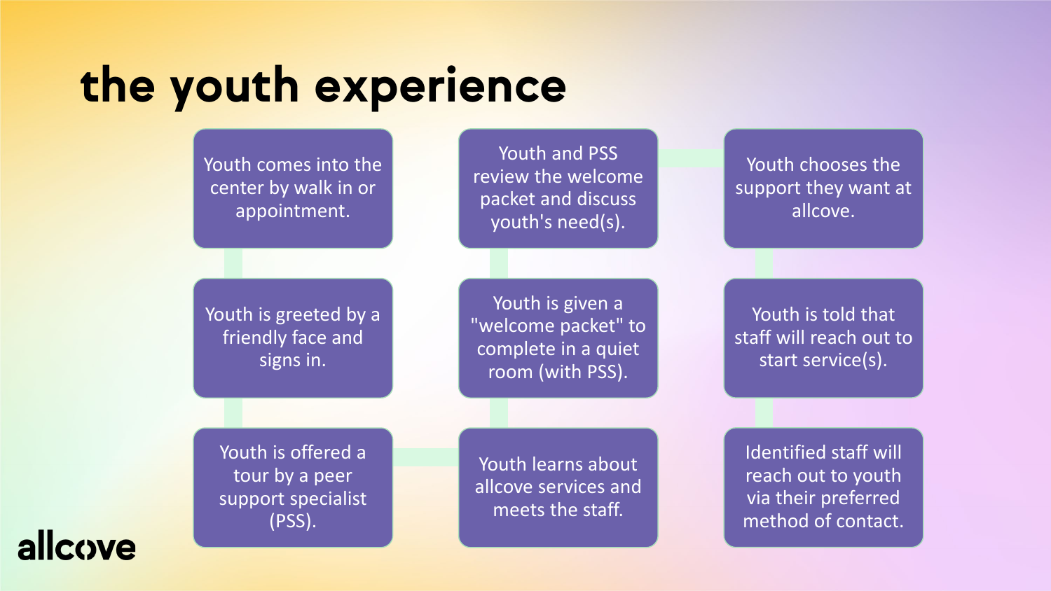# the youth experience

1. Youth comes into the center by walk in or appointment.
2. Youth is greeted by a friendly face and signs in.
3. Youth is offered a tour by a peer support specialist (PSS).
4. Youth learns about allcove services and meets the staff.
5. Youth is given a "welcome packet" to complete in a quiet room (with PSS).
6. Youth and PSS review the welcome packet and discuss youth's need(s).
7. Youth chooses the support they want at allcove.
8. Youth is told that staff will reach out to start service(s).
9. Identified staff will reach out to youth via their preferred method of contact.

allcove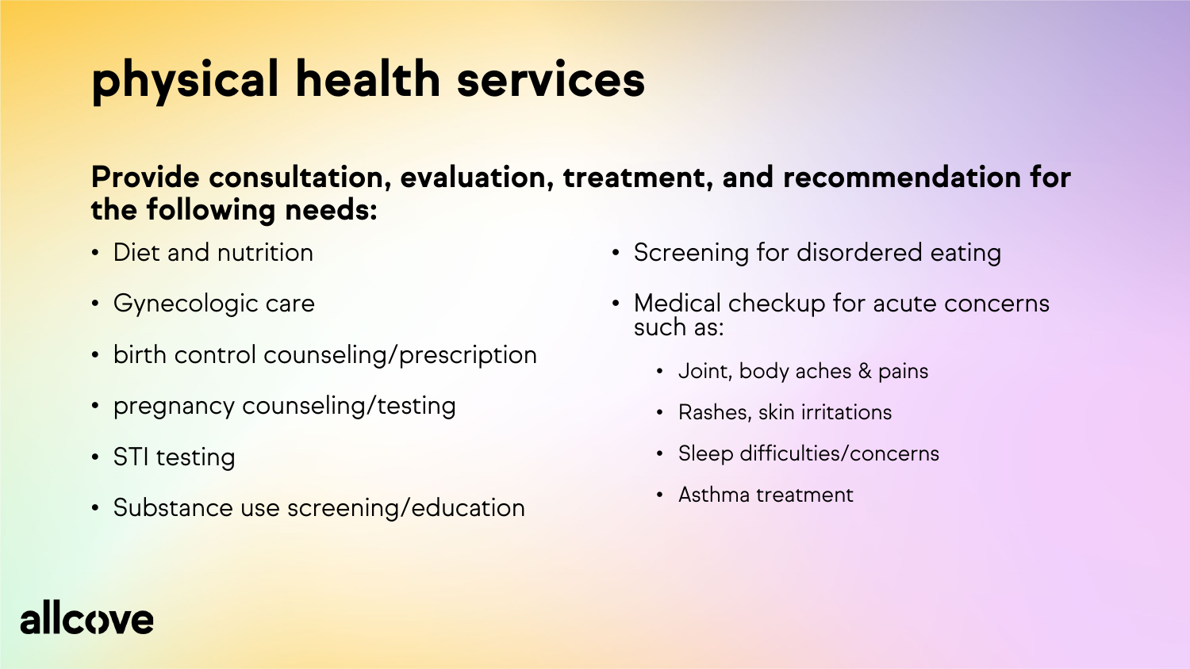# physical health services

**Provide consultation, evaluation, treatment, and recommendation for the following needs:**

- Diet and nutrition
- Gynecologic care
- birth control counseling/prescription
- pregnancy counseling/testing
- STI testing
- Substance use screening/education
- Screening for disordered eating
- Medical checkup for acute concerns such as:
  - Joint, body aches & pains
  - Rashes, skin irritations
  - Sleep difficulties/concerns
  - Asthma treatment

allcove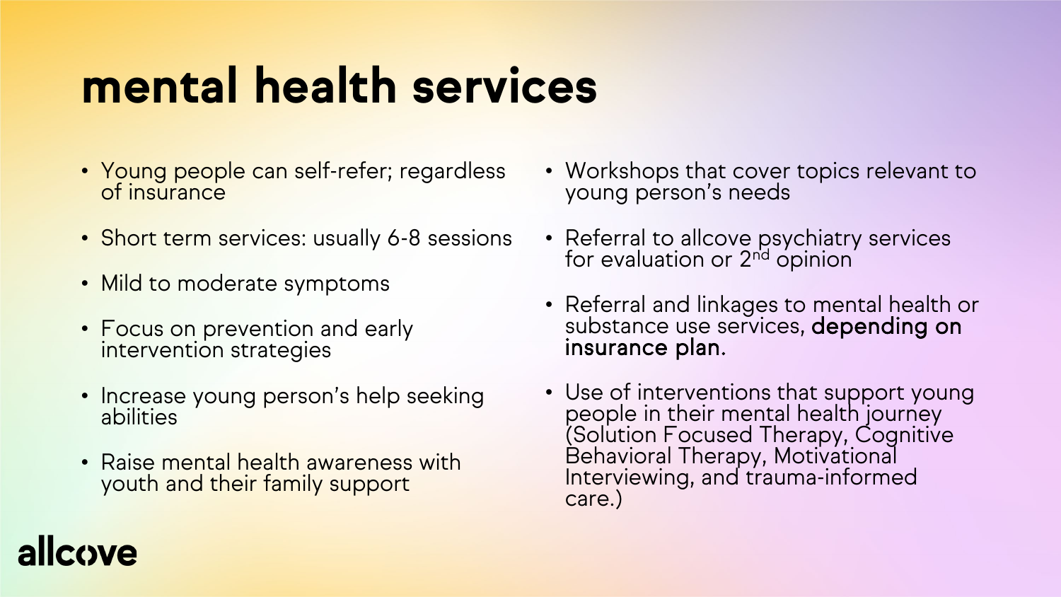# mental health services

- Young people can self-refer; regardless of insurance
- Short term services: usually 6-8 sessions
- Mild to moderate symptoms
- Focus on prevention and early intervention strategies
- Increase young person's help seeking abilities
- Raise mental health awareness with youth and their family support
- Workshops that cover topics relevant to young person's needs
- Referral to allcove psychiatry services for evaluation or 2nd opinion
- Referral and linkages to mental health or substance use services, **depending on insurance plan**.
- Use of interventions that support young people in their mental health journey (Solution Focused Therapy, Cognitive Behavioral Therapy, Motivational Interviewing, and trauma-informed care.)

allcove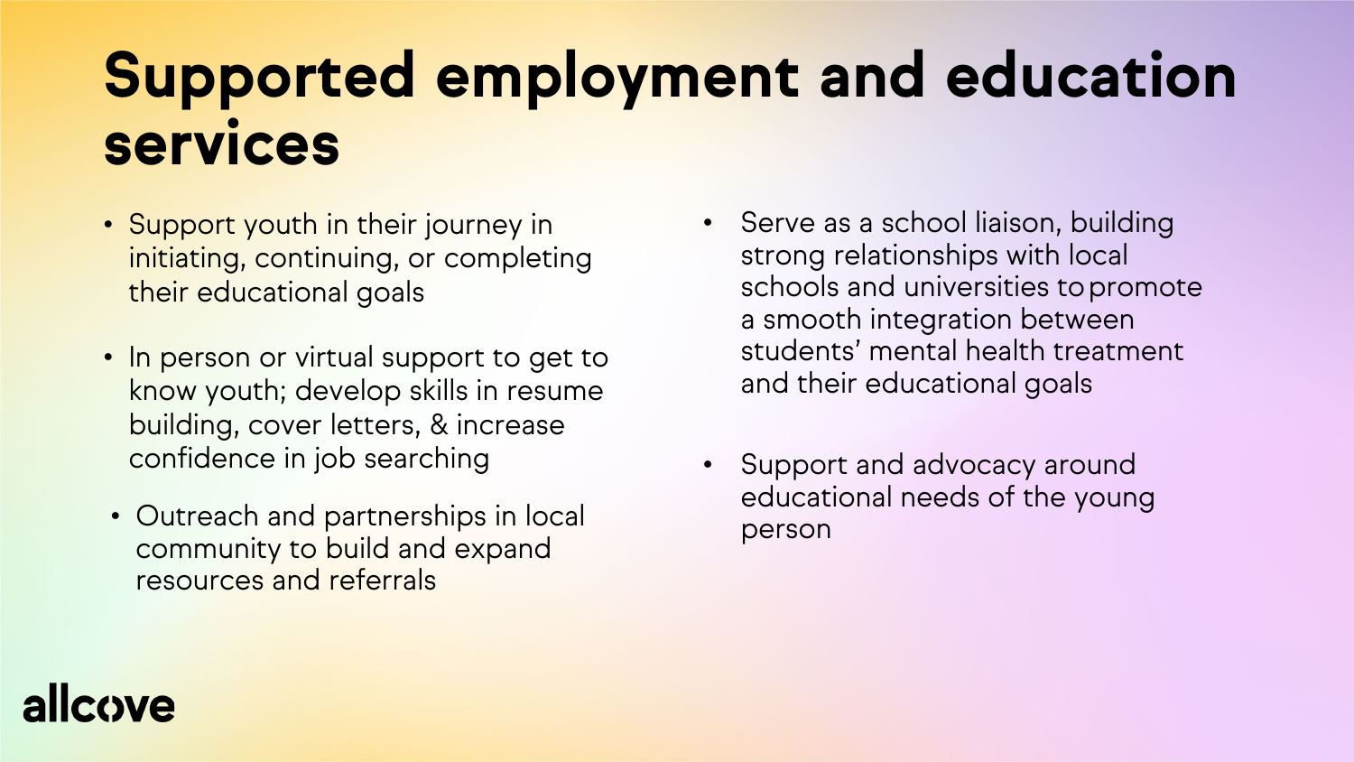# Supported employment and education services

- Support youth in their journey in initiating, continuing, or completing their educational goals
- In person or virtual support to get to know youth; develop skills in resume building, cover letters, & increase confidence in job searching
- Outreach and partnerships in local community to build and expand resources and referrals
- Serve as a school liaison, building strong relationships with local schools and universities to promote a smooth integration between students' mental health treatment and their educational goals
- Support and advocacy around educational needs of the young person

allcove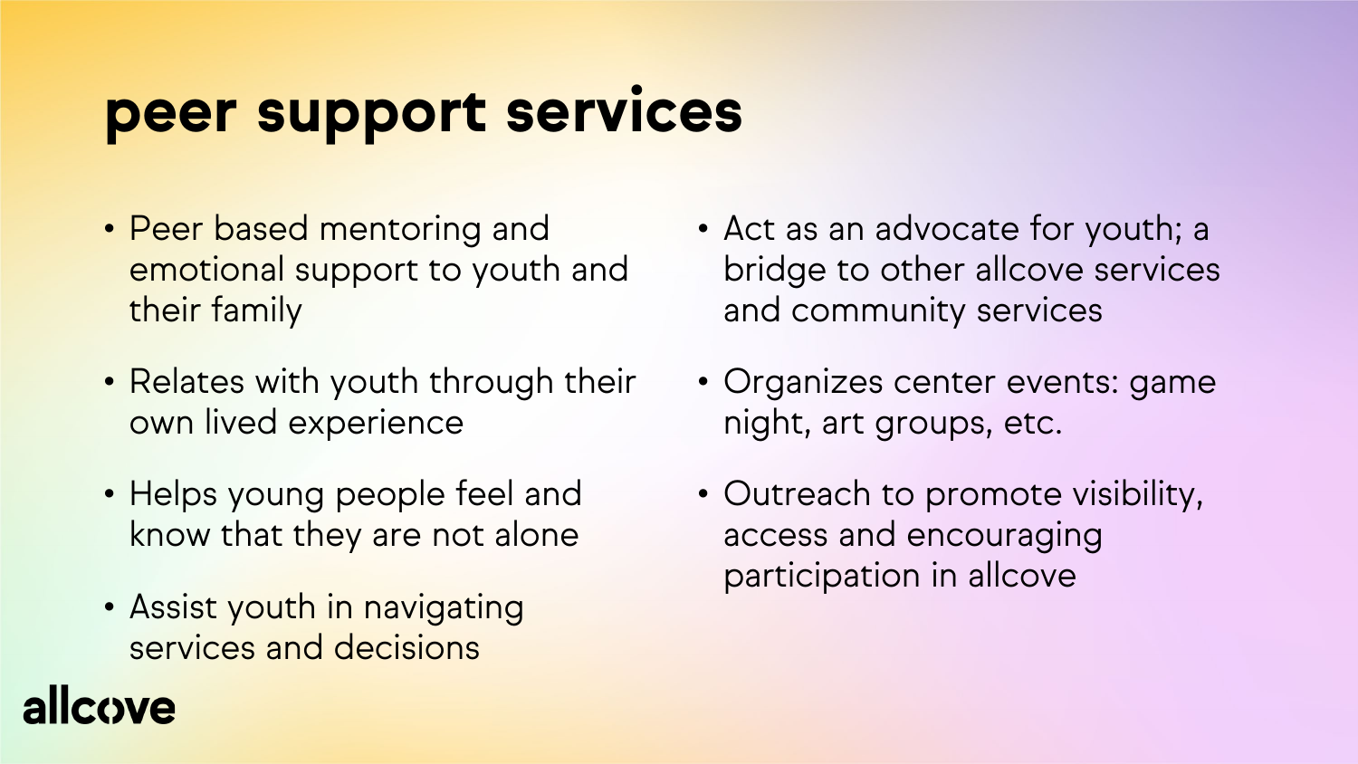# peer support services

- Peer based mentoring and emotional support to youth and their family
- Relates with youth through their own lived experience
- Helps young people feel and know that they are not alone
- Assist youth in navigating services and decisions
- Act as an advocate for youth; a bridge to other allcove services and community services
- Organizes center events: game night, art groups, etc.
- Outreach to promote visibility, access and encouraging participation in allcove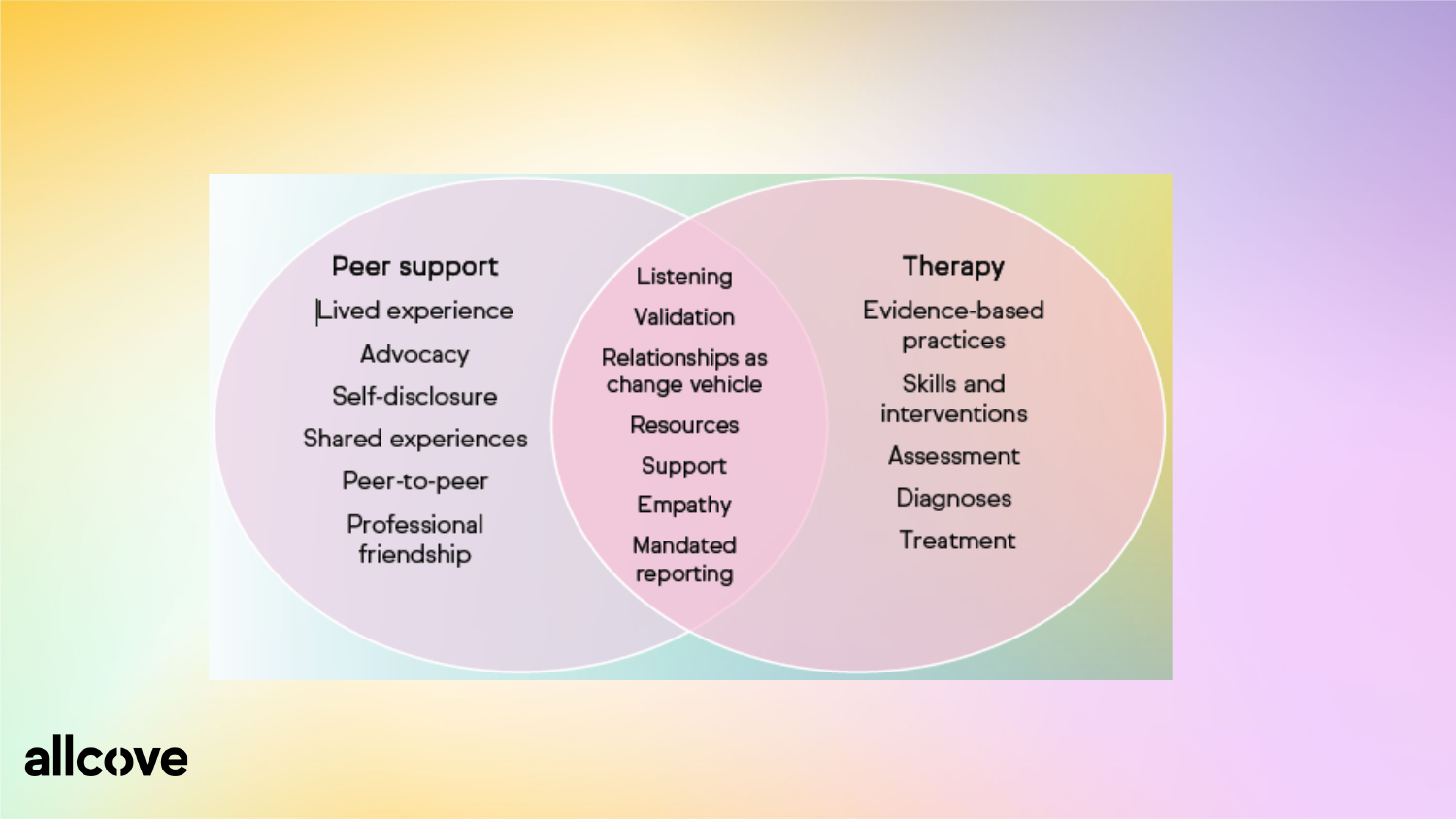## Peer support

- Lived experience
- Advocacy
- Self-disclosure
- Shared experiences
- Peer-to-peer
- Professional friendship

## Peer support and Therapy (overlap)

- Listening
- Validation
- Relationships as change vehicle
- Resources
- Support
- Empathy
- Mandated reporting

## Therapy

- Evidence-based practices
- Skills and interventions
- Assessment
- Diagnoses
- Treatment

allcove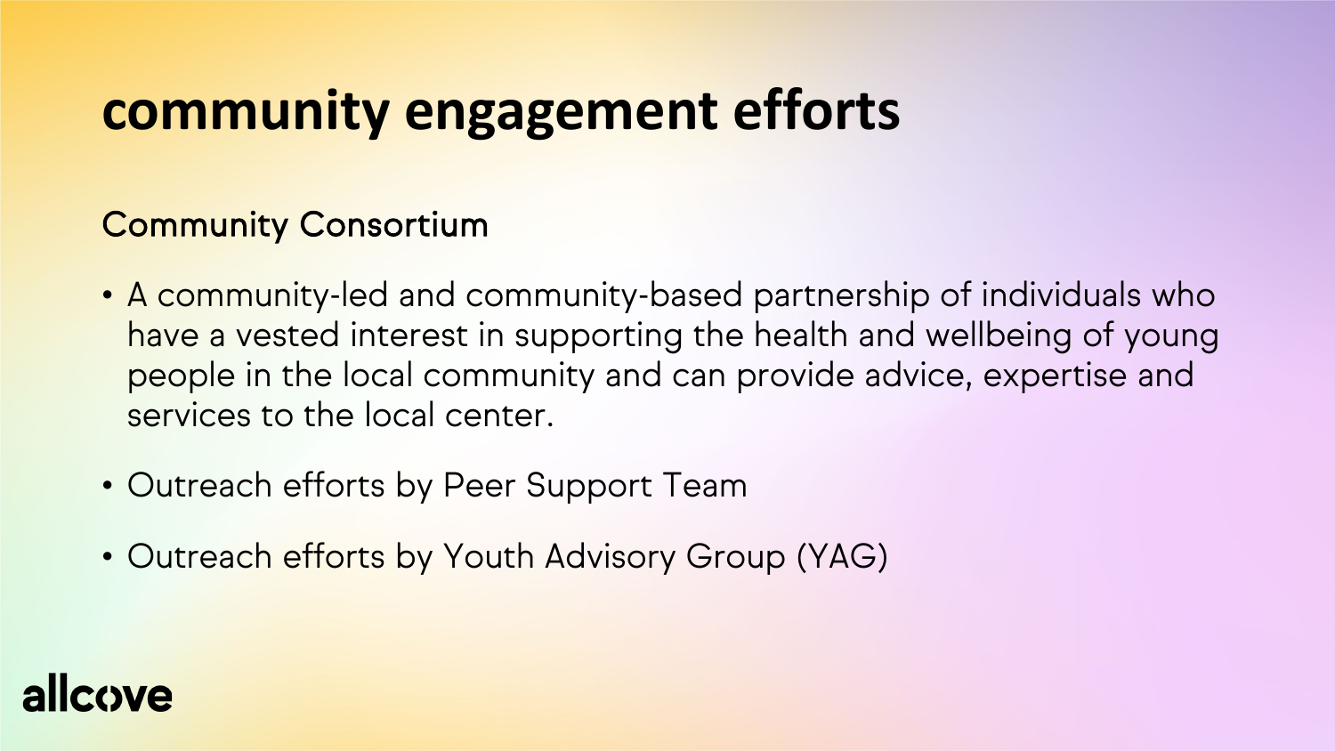# community engagement efforts

## Community Consortium

- A community-led and community-based partnership of individuals who have a vested interest in supporting the health and wellbeing of young people in the local community and can provide advice, expertise and services to the local center.
- Outreach efforts by Peer Support Team
- Outreach efforts by Youth Advisory Group (YAG)

allcove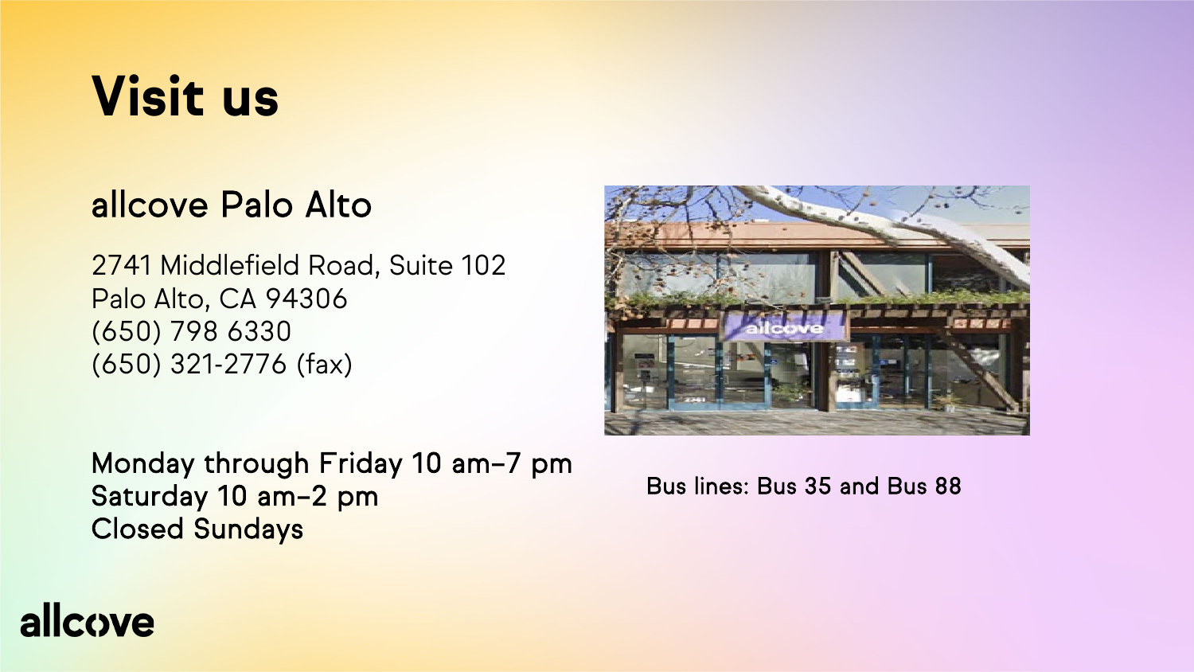# Visit us

## allcove Palo Alto

2741 Middlefield Road, Suite 102
Palo Alto, CA 94306
(650) 798 6330
(650) 321-2776 (fax)

Monday through Friday 10 am–7 pm
Saturday 10 am–2 pm
Closed Sundays

Bus lines: Bus 35 and Bus 88

allcove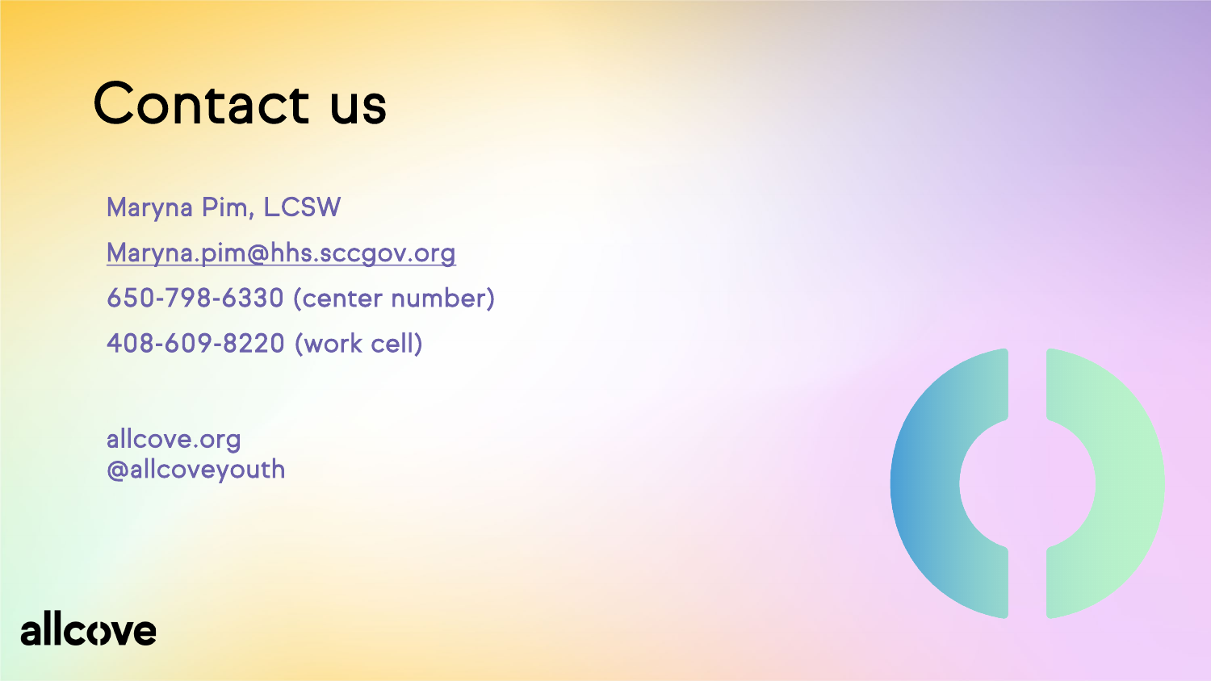# Contact us

Maryna Pim, LCSW

Maryna.pim@hhs.sccgov.org

650-798-6330 (center number)

408-609-8220 (work cell)

allcove.org
@allcoveyouth

allcove